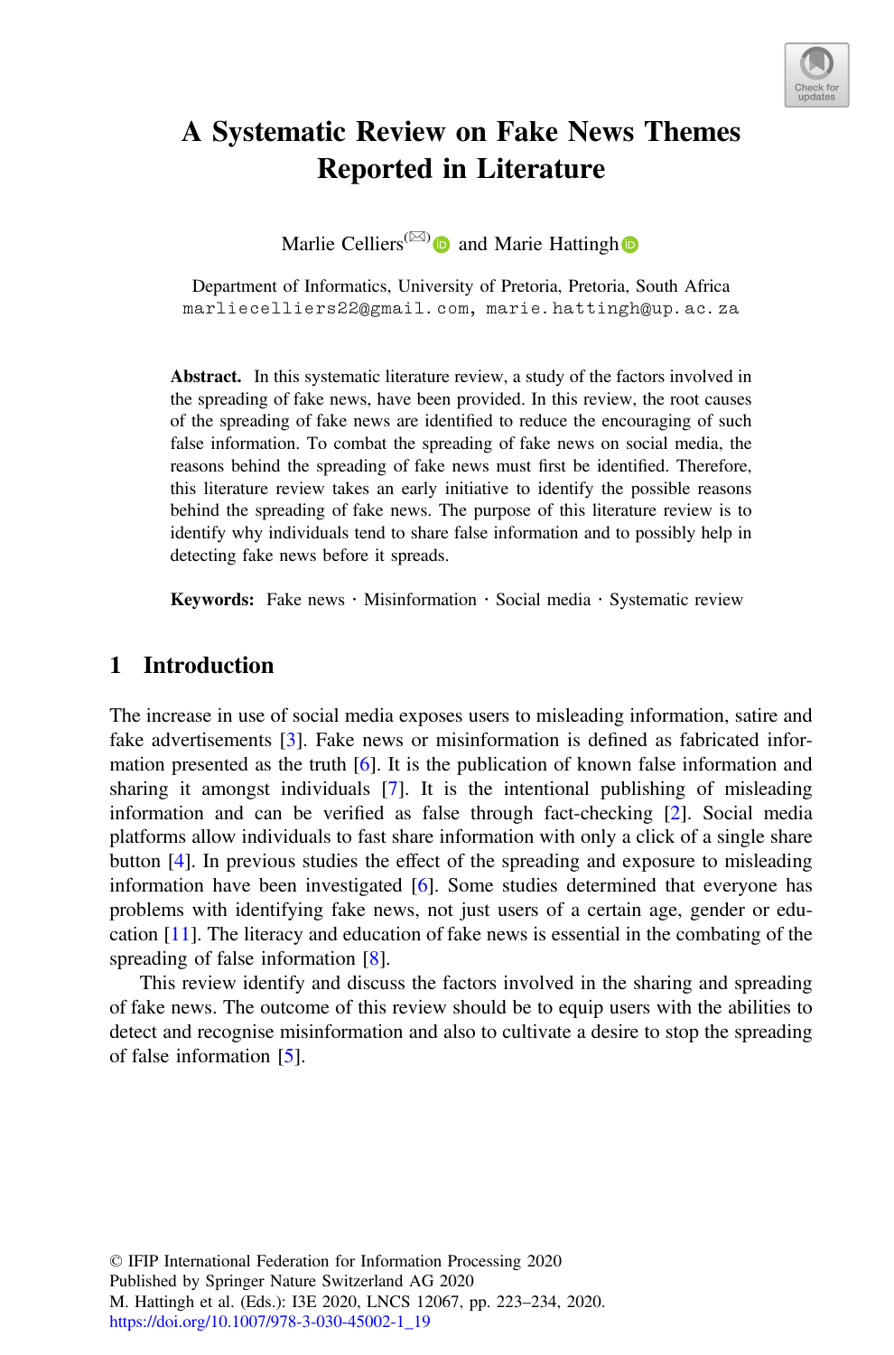# A Systematic Review on Fake News Themes Reported in Literature

Marlie Celliers and Marie Hattingh

Department of Informatics, University of Pretoria, Pretoria, South Africa
marliecelliers22@gmail.com, marie.hattingh@up.ac.za

**Abstract.** In this systematic literature review, a study of the factors involved in the spreading of fake news, have been provided. In this review, the root causes of the spreading of fake news are identified to reduce the encouraging of such false information. To combat the spreading of fake news on social media, the reasons behind the spreading of fake news must first be identified. Therefore, this literature review takes an early initiative to identify the possible reasons behind the spreading of fake news. The purpose of this literature review is to identify why individuals tend to share false information and to possibly help in detecting fake news before it spreads.

**Keywords:** Fake news · Misinformation · Social media · Systematic review

## 1 Introduction

The increase in use of social media exposes users to misleading information, satire and fake advertisements [3]. Fake news or misinformation is defined as fabricated information presented as the truth [6]. It is the publication of known false information and sharing it amongst individuals [7]. It is the intentional publishing of misleading information and can be verified as false through fact-checking [2]. Social media platforms allow individuals to fast share information with only a click of a single share button [4]. In previous studies the effect of the spreading and exposure to misleading information have been investigated [6]. Some studies determined that everyone has problems with identifying fake news, not just users of a certain age, gender or education [11]. The literacy and education of fake news is essential in the combating of the spreading of false information [8].

This review identify and discuss the factors involved in the sharing and spreading of fake news. The outcome of this review should be to equip users with the abilities to detect and recognise misinformation and also to cultivate a desire to stop the spreading of false information [5].

© IFIP International Federation for Information Processing 2020
Published by Springer Nature Switzerland AG 2020
M. Hattingh et al. (Eds.): I3E 2020, LNCS 12067, pp. 223–234, 2020.
https://doi.org/10.1007/978-3-030-45002-1_19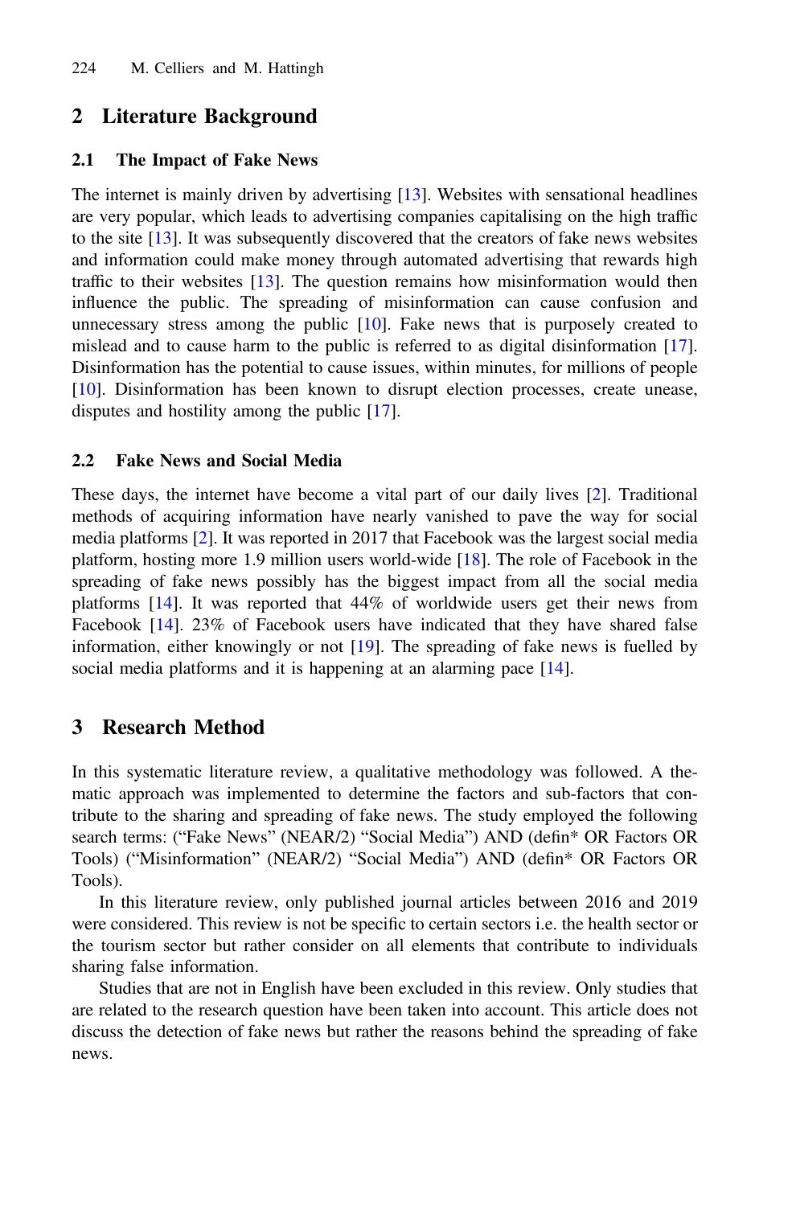## 2 Literature Background

### 2.1 The Impact of Fake News

The internet is mainly driven by advertising [13]. Websites with sensational headlines are very popular, which leads to advertising companies capitalising on the high traffic to the site [13]. It was subsequently discovered that the creators of fake news websites and information could make money through automated advertising that rewards high traffic to their websites [13]. The question remains how misinformation would then influence the public. The spreading of misinformation can cause confusion and unnecessary stress among the public [10]. Fake news that is purposely created to mislead and to cause harm to the public is referred to as digital disinformation [17]. Disinformation has the potential to cause issues, within minutes, for millions of people [10]. Disinformation has been known to disrupt election processes, create unease, disputes and hostility among the public [17].

### 2.2 Fake News and Social Media

These days, the internet have become a vital part of our daily lives [2]. Traditional methods of acquiring information have nearly vanished to pave the way for social media platforms [2]. It was reported in 2017 that Facebook was the largest social media platform, hosting more 1.9 million users world-wide [18]. The role of Facebook in the spreading of fake news possibly has the biggest impact from all the social media platforms [14]. It was reported that 44% of worldwide users get their news from Facebook [14]. 23% of Facebook users have indicated that they have shared false information, either knowingly or not [19]. The spreading of fake news is fuelled by social media platforms and it is happening at an alarming pace [14].

## 3 Research Method

In this systematic literature review, a qualitative methodology was followed. A thematic approach was implemented to determine the factors and sub-factors that contribute to the sharing and spreading of fake news. The study employed the following search terms: ("Fake News" (NEAR/2) "Social Media") AND (defin* OR Factors OR Tools) ("Misinformation" (NEAR/2) "Social Media") AND (defin* OR Factors OR Tools).

In this literature review, only published journal articles between 2016 and 2019 were considered. This review is not be specific to certain sectors i.e. the health sector or the tourism sector but rather consider on all elements that contribute to individuals sharing false information.

Studies that are not in English have been excluded in this review. Only studies that are related to the research question have been taken into account. This article does not discuss the detection of fake news but rather the reasons behind the spreading of fake news.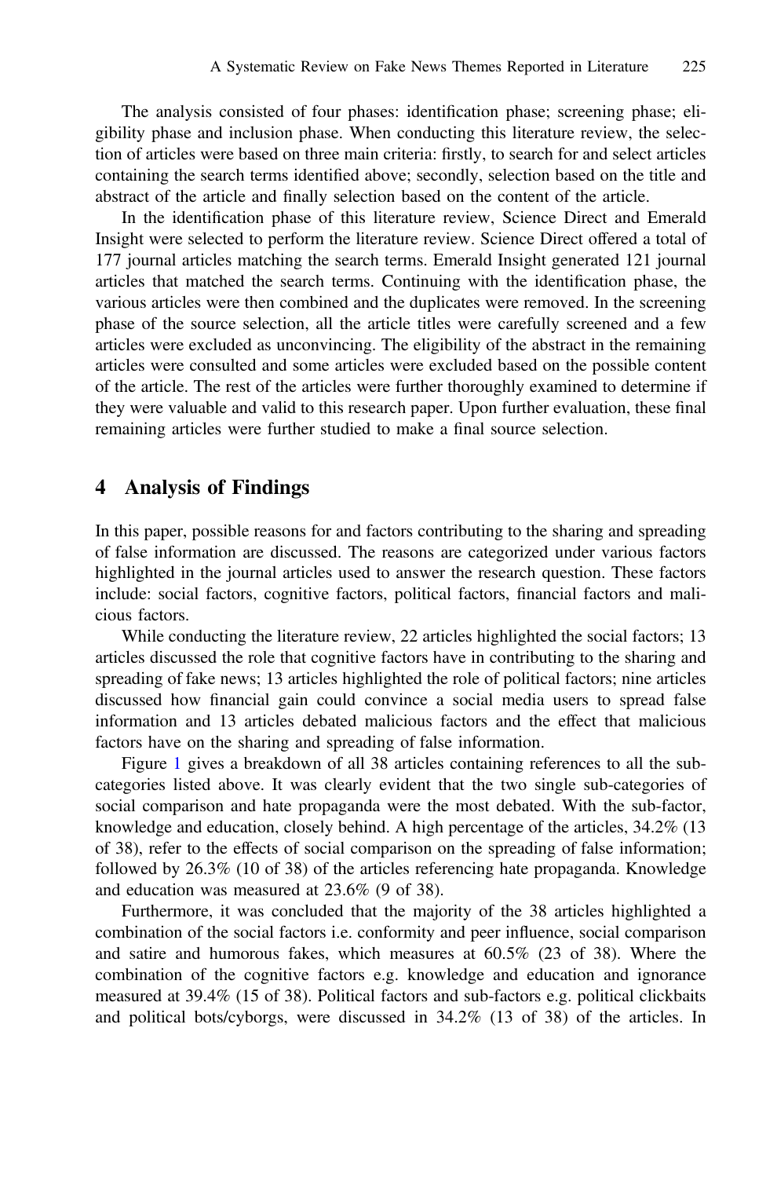The analysis consisted of four phases: identification phase; screening phase; eligibility phase and inclusion phase. When conducting this literature review, the selection of articles were based on three main criteria: firstly, to search for and select articles containing the search terms identified above; secondly, selection based on the title and abstract of the article and finally selection based on the content of the article.

In the identification phase of this literature review, Science Direct and Emerald Insight were selected to perform the literature review. Science Direct offered a total of 177 journal articles matching the search terms. Emerald Insight generated 121 journal articles that matched the search terms. Continuing with the identification phase, the various articles were then combined and the duplicates were removed. In the screening phase of the source selection, all the article titles were carefully screened and a few articles were excluded as unconvincing. The eligibility of the abstract in the remaining articles were consulted and some articles were excluded based on the possible content of the article. The rest of the articles were further thoroughly examined to determine if they were valuable and valid to this research paper. Upon further evaluation, these final remaining articles were further studied to make a final source selection.

## 4 Analysis of Findings

In this paper, possible reasons for and factors contributing to the sharing and spreading of false information are discussed. The reasons are categorized under various factors highlighted in the journal articles used to answer the research question. These factors include: social factors, cognitive factors, political factors, financial factors and malicious factors.

While conducting the literature review, 22 articles highlighted the social factors; 13 articles discussed the role that cognitive factors have in contributing to the sharing and spreading of fake news; 13 articles highlighted the role of political factors; nine articles discussed how financial gain could convince a social media users to spread false information and 13 articles debated malicious factors and the effect that malicious factors have on the sharing and spreading of false information.

Figure 1 gives a breakdown of all 38 articles containing references to all the sub-categories listed above. It was clearly evident that the two single sub-categories of social comparison and hate propaganda were the most debated. With the sub-factor, knowledge and education, closely behind. A high percentage of the articles, 34.2% (13 of 38), refer to the effects of social comparison on the spreading of false information; followed by 26.3% (10 of 38) of the articles referencing hate propaganda. Knowledge and education was measured at 23.6% (9 of 38).

Furthermore, it was concluded that the majority of the 38 articles highlighted a combination of the social factors i.e. conformity and peer influence, social comparison and satire and humorous fakes, which measures at 60.5% (23 of 38). Where the combination of the cognitive factors e.g. knowledge and education and ignorance measured at 39.4% (15 of 38). Political factors and sub-factors e.g. political clickbaits and political bots/cyborgs, were discussed in 34.2% (13 of 38) of the articles. In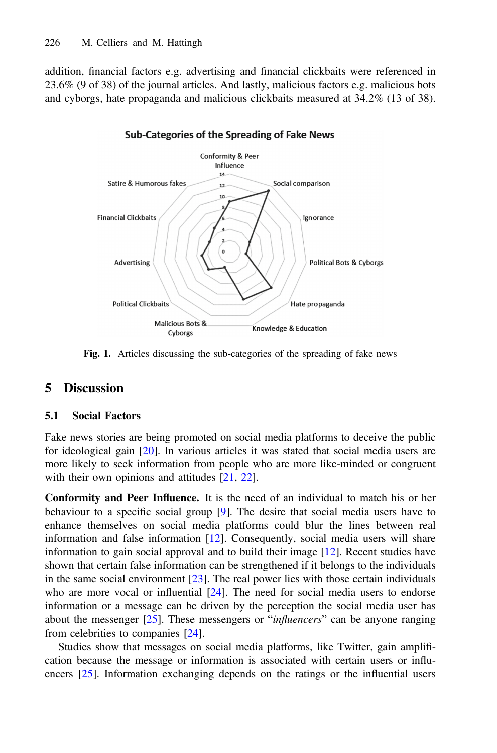addition, financial factors e.g. advertising and financial clickbaits were referenced in 23.6% (9 of 38) of the journal articles. And lastly, malicious factors e.g. malicious bots and cyborgs, hate propaganda and malicious clickbaits measured at 34.2% (13 of 38).

**Fig. 1.** Articles discussing the sub-categories of the spreading of fake news

## 5 Discussion

### 5.1 Social Factors

Fake news stories are being promoted on social media platforms to deceive the public for ideological gain [20]. In various articles it was stated that social media users are more likely to seek information from people who are more like-minded or congruent with their own opinions and attitudes [21, 22].

**Conformity and Peer Influence.** It is the need of an individual to match his or her behaviour to a specific social group [9]. The desire that social media users have to enhance themselves on social media platforms could blur the lines between real information and false information [12]. Consequently, social media users will share information to gain social approval and to build their image [12]. Recent studies have shown that certain false information can be strengthened if it belongs to the individuals in the same social environment [23]. The real power lies with those certain individuals who are more vocal or influential [24]. The need for social media users to endorse information or a message can be driven by the perception the social media user has about the messenger [25]. These messengers or "*influencers*" can be anyone ranging from celebrities to companies [24].

Studies show that messages on social media platforms, like Twitter, gain amplification because the message or information is associated with certain users or influencers [25]. Information exchanging depends on the ratings or the influential users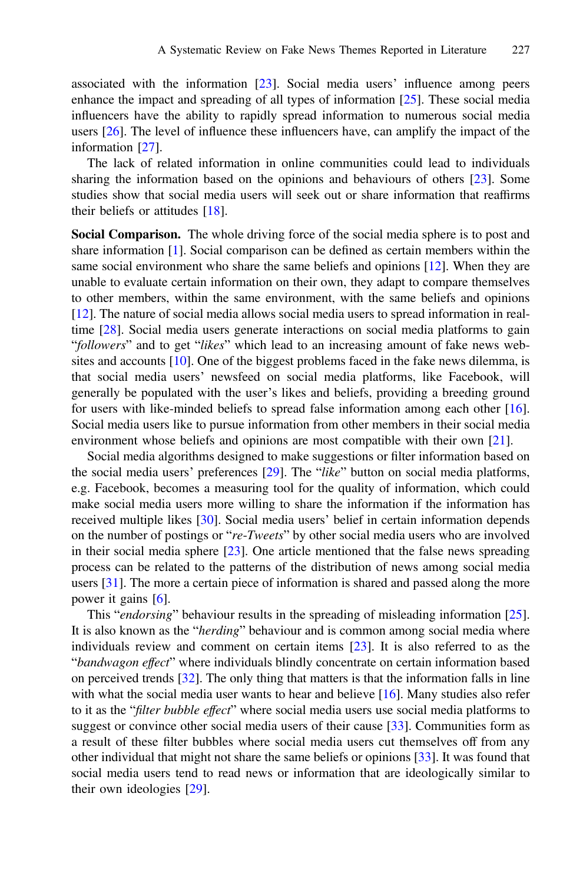associated with the information [23]. Social media users' influence among peers enhance the impact and spreading of all types of information [25]. These social media influencers have the ability to rapidly spread information to numerous social media users [26]. The level of influence these influencers have, can amplify the impact of the information [27].

The lack of related information in online communities could lead to individuals sharing the information based on the opinions and behaviours of others [23]. Some studies show that social media users will seek out or share information that reaffirms their beliefs or attitudes [18].

**Social Comparison.** The whole driving force of the social media sphere is to post and share information [1]. Social comparison can be defined as certain members within the same social environment who share the same beliefs and opinions [12]. When they are unable to evaluate certain information on their own, they adapt to compare themselves to other members, within the same environment, with the same beliefs and opinions [12]. The nature of social media allows social media users to spread information in real-time [28]. Social media users generate interactions on social media platforms to gain "*followers*" and to get "*likes*" which lead to an increasing amount of fake news websites and accounts [10]. One of the biggest problems faced in the fake news dilemma, is that social media users' newsfeed on social media platforms, like Facebook, will generally be populated with the user's likes and beliefs, providing a breeding ground for users with like-minded beliefs to spread false information among each other [16]. Social media users like to pursue information from other members in their social media environment whose beliefs and opinions are most compatible with their own [21].

Social media algorithms designed to make suggestions or filter information based on the social media users' preferences [29]. The "*like*" button on social media platforms, e.g. Facebook, becomes a measuring tool for the quality of information, which could make social media users more willing to share the information if the information has received multiple likes [30]. Social media users' belief in certain information depends on the number of postings or "*re-Tweets*" by other social media users who are involved in their social media sphere [23]. One article mentioned that the false news spreading process can be related to the patterns of the distribution of news among social media users [31]. The more a certain piece of information is shared and passed along the more power it gains [6].

This "*endorsing*" behaviour results in the spreading of misleading information [25]. It is also known as the "*herding*" behaviour and is common among social media where individuals review and comment on certain items [23]. It is also referred to as the "*bandwagon effect*" where individuals blindly concentrate on certain information based on perceived trends [32]. The only thing that matters is that the information falls in line with what the social media user wants to hear and believe [16]. Many studies also refer to it as the "*filter bubble effect*" where social media users use social media platforms to suggest or convince other social media users of their cause [33]. Communities form as a result of these filter bubbles where social media users cut themselves off from any other individual that might not share the same beliefs or opinions [33]. It was found that social media users tend to read news or information that are ideologically similar to their own ideologies [29].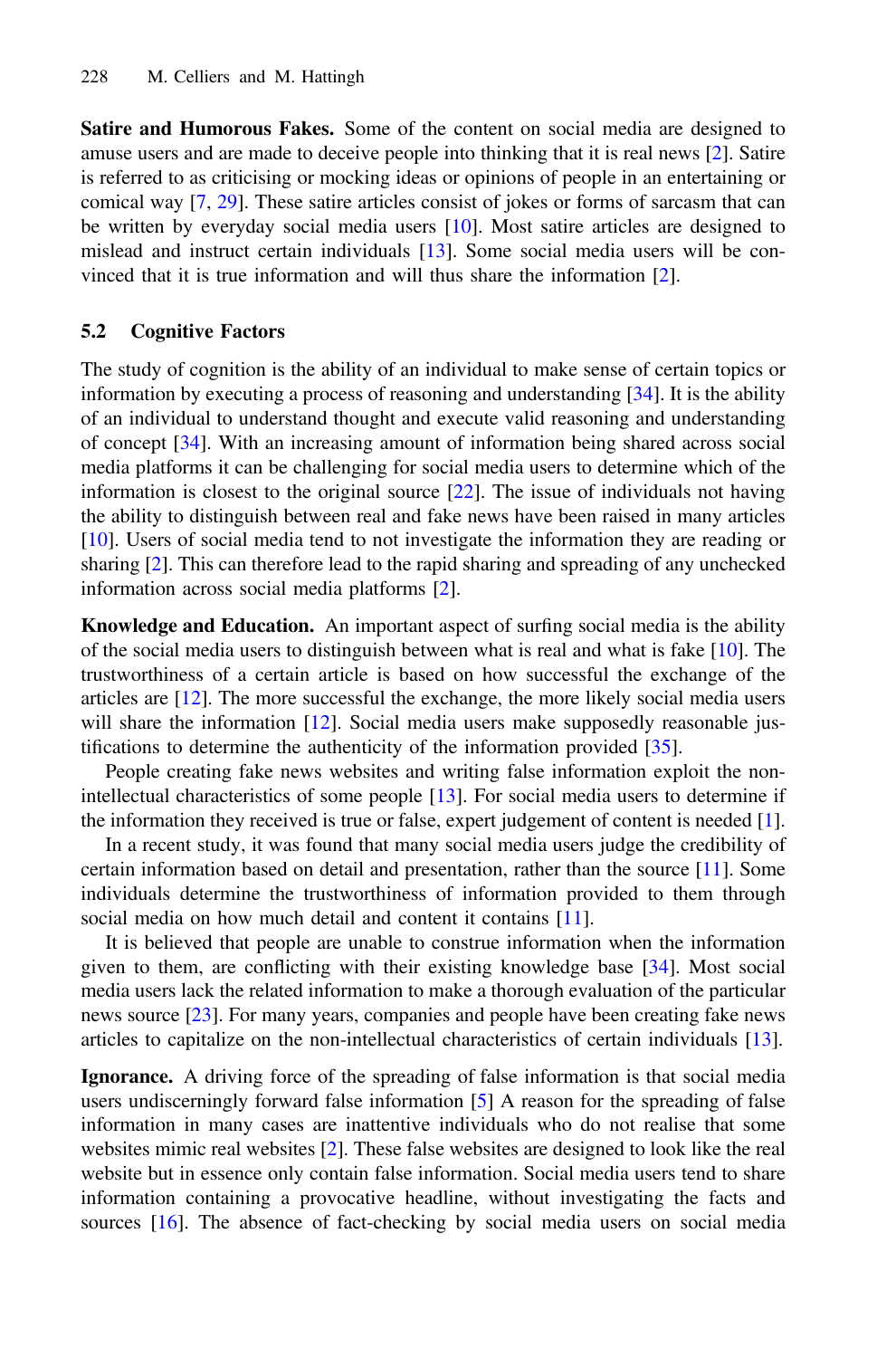**Satire and Humorous Fakes.** Some of the content on social media are designed to amuse users and are made to deceive people into thinking that it is real news [2]. Satire is referred to as criticising or mocking ideas or opinions of people in an entertaining or comical way [7, 29]. These satire articles consist of jokes or forms of sarcasm that can be written by everyday social media users [10]. Most satire articles are designed to mislead and instruct certain individuals [13]. Some social media users will be convinced that it is true information and will thus share the information [2].

### 5.2 Cognitive Factors

The study of cognition is the ability of an individual to make sense of certain topics or information by executing a process of reasoning and understanding [34]. It is the ability of an individual to understand thought and execute valid reasoning and understanding of concept [34]. With an increasing amount of information being shared across social media platforms it can be challenging for social media users to determine which of the information is closest to the original source [22]. The issue of individuals not having the ability to distinguish between real and fake news have been raised in many articles [10]. Users of social media tend to not investigate the information they are reading or sharing [2]. This can therefore lead to the rapid sharing and spreading of any unchecked information across social media platforms [2].

**Knowledge and Education.** An important aspect of surfing social media is the ability of the social media users to distinguish between what is real and what is fake [10]. The trustworthiness of a certain article is based on how successful the exchange of the articles are [12]. The more successful the exchange, the more likely social media users will share the information [12]. Social media users make supposedly reasonable justifications to determine the authenticity of the information provided [35].

People creating fake news websites and writing false information exploit the non-intellectual characteristics of some people [13]. For social media users to determine if the information they received is true or false, expert judgement of content is needed [1].

In a recent study, it was found that many social media users judge the credibility of certain information based on detail and presentation, rather than the source [11]. Some individuals determine the trustworthiness of information provided to them through social media on how much detail and content it contains [11].

It is believed that people are unable to construe information when the information given to them, are conflicting with their existing knowledge base [34]. Most social media users lack the related information to make a thorough evaluation of the particular news source [23]. For many years, companies and people have been creating fake news articles to capitalize on the non-intellectual characteristics of certain individuals [13].

**Ignorance.** A driving force of the spreading of false information is that social media users undiscerningly forward false information [5] A reason for the spreading of false information in many cases are inattentive individuals who do not realise that some websites mimic real websites [2]. These false websites are designed to look like the real website but in essence only contain false information. Social media users tend to share information containing a provocative headline, without investigating the facts and sources [16]. The absence of fact-checking by social media users on social media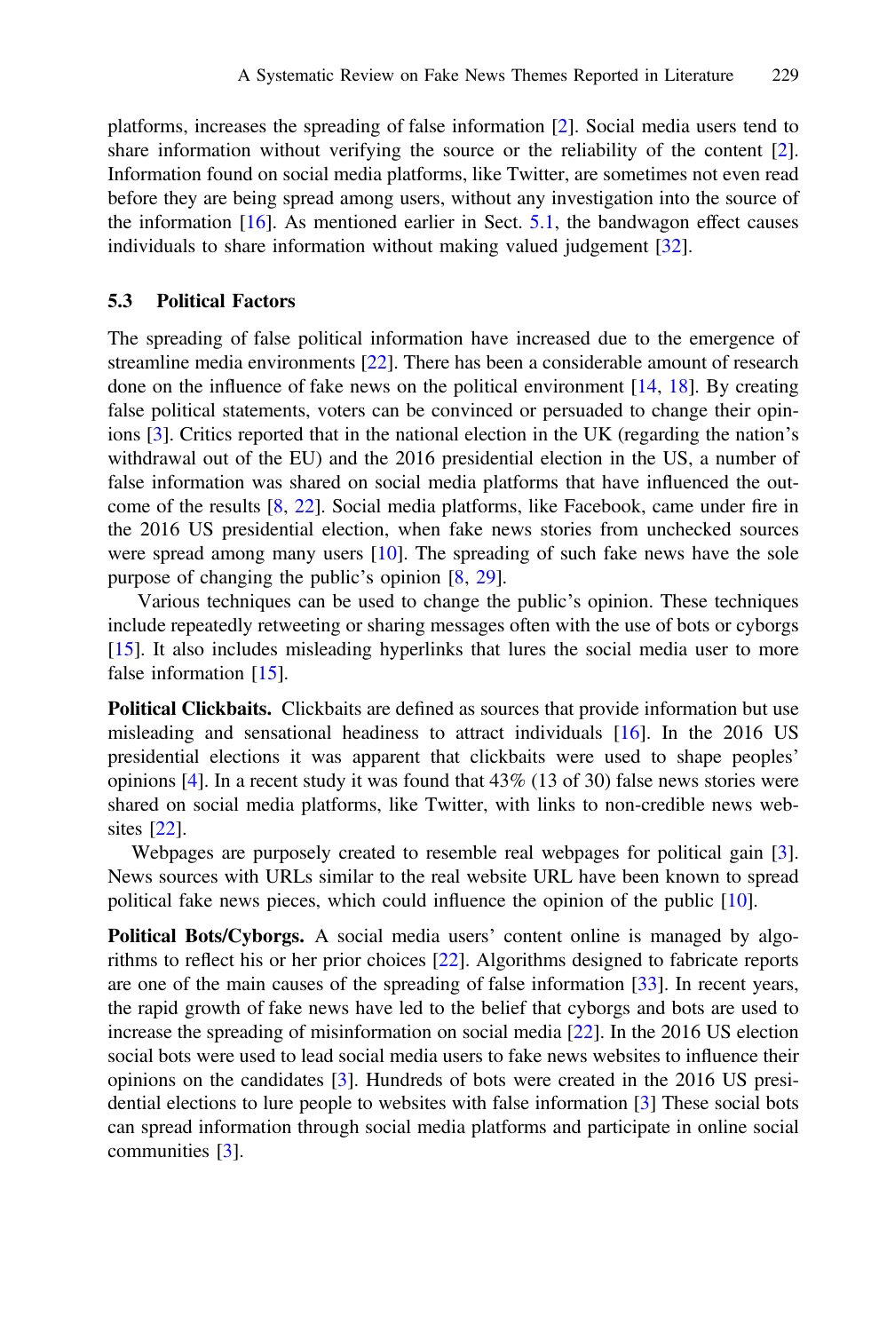platforms, increases the spreading of false information [2]. Social media users tend to share information without verifying the source or the reliability of the content [2]. Information found on social media platforms, like Twitter, are sometimes not even read before they are being spread among users, without any investigation into the source of the information [16]. As mentioned earlier in Sect. 5.1, the bandwagon effect causes individuals to share information without making valued judgement [32].

### 5.3 Political Factors

The spreading of false political information have increased due to the emergence of streamline media environments [22]. There has been a considerable amount of research done on the influence of fake news on the political environment [14, 18]. By creating false political statements, voters can be convinced or persuaded to change their opinions [3]. Critics reported that in the national election in the UK (regarding the nation's withdrawal out of the EU) and the 2016 presidential election in the US, a number of false information was shared on social media platforms that have influenced the outcome of the results [8, 22]. Social media platforms, like Facebook, came under fire in the 2016 US presidential election, when fake news stories from unchecked sources were spread among many users [10]. The spreading of such fake news have the sole purpose of changing the public's opinion [8, 29].

Various techniques can be used to change the public's opinion. These techniques include repeatedly retweeting or sharing messages often with the use of bots or cyborgs [15]. It also includes misleading hyperlinks that lures the social media user to more false information [15].

**Political Clickbaits.** Clickbaits are defined as sources that provide information but use misleading and sensational headiness to attract individuals [16]. In the 2016 US presidential elections it was apparent that clickbaits were used to shape peoples' opinions [4]. In a recent study it was found that 43% (13 of 30) false news stories were shared on social media platforms, like Twitter, with links to non-credible news websites [22].

Webpages are purposely created to resemble real webpages for political gain [3]. News sources with URLs similar to the real website URL have been known to spread political fake news pieces, which could influence the opinion of the public [10].

**Political Bots/Cyborgs.** A social media users' content online is managed by algorithms to reflect his or her prior choices [22]. Algorithms designed to fabricate reports are one of the main causes of the spreading of false information [33]. In recent years, the rapid growth of fake news have led to the belief that cyborgs and bots are used to increase the spreading of misinformation on social media [22]. In the 2016 US election social bots were used to lead social media users to fake news websites to influence their opinions on the candidates [3]. Hundreds of bots were created in the 2016 US presidential elections to lure people to websites with false information [3] These social bots can spread information through social media platforms and participate in online social communities [3].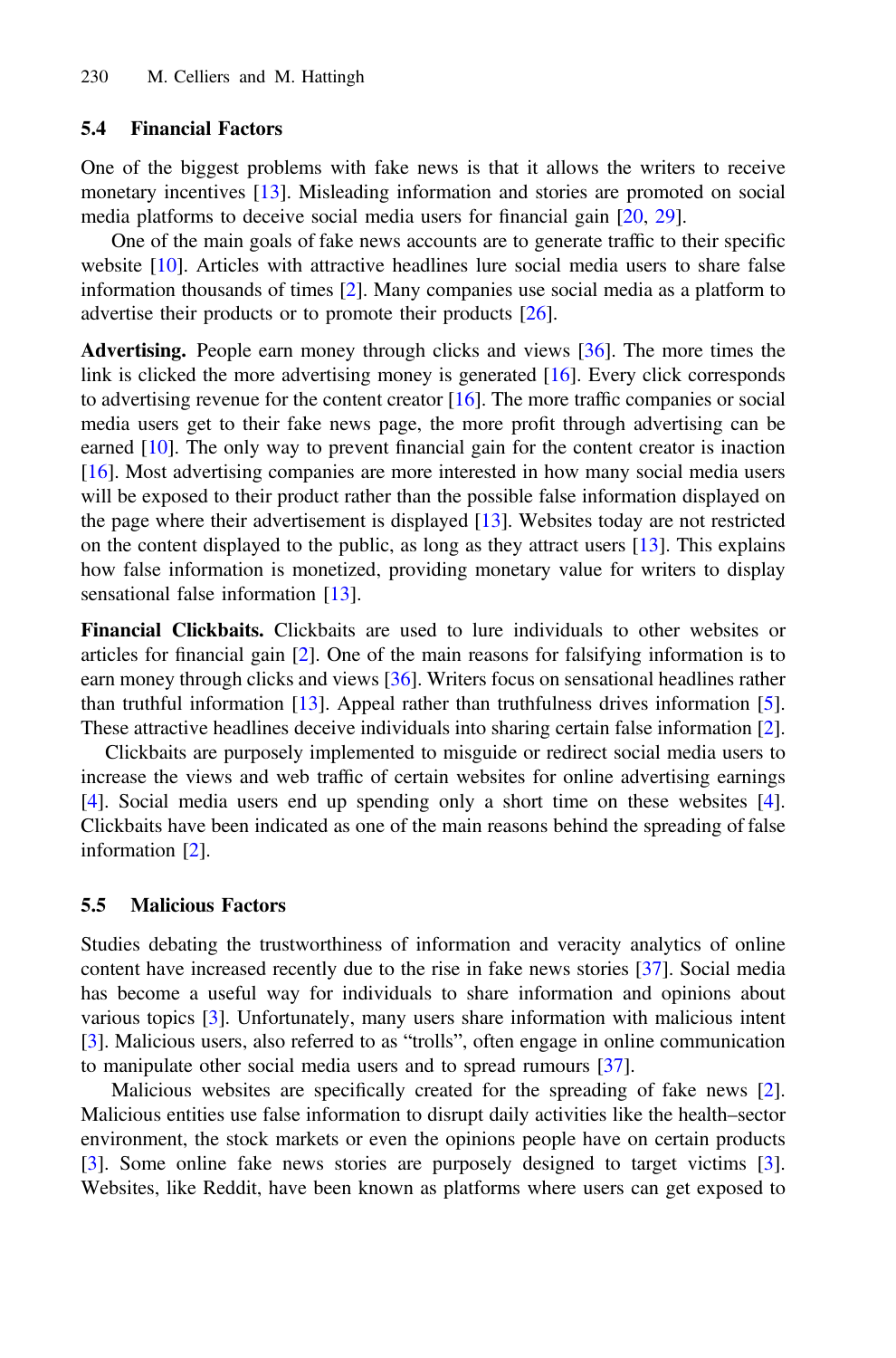### 5.4 Financial Factors

One of the biggest problems with fake news is that it allows the writers to receive monetary incentives [13]. Misleading information and stories are promoted on social media platforms to deceive social media users for financial gain [20, 29].

One of the main goals of fake news accounts are to generate traffic to their specific website [10]. Articles with attractive headlines lure social media users to share false information thousands of times [2]. Many companies use social media as a platform to advertise their products or to promote their products [26].

**Advertising.** People earn money through clicks and views [36]. The more times the link is clicked the more advertising money is generated [16]. Every click corresponds to advertising revenue for the content creator [16]. The more traffic companies or social media users get to their fake news page, the more profit through advertising can be earned [10]. The only way to prevent financial gain for the content creator is inaction [16]. Most advertising companies are more interested in how many social media users will be exposed to their product rather than the possible false information displayed on the page where their advertisement is displayed [13]. Websites today are not restricted on the content displayed to the public, as long as they attract users [13]. This explains how false information is monetized, providing monetary value for writers to display sensational false information [13].

**Financial Clickbaits.** Clickbaits are used to lure individuals to other websites or articles for financial gain [2]. One of the main reasons for falsifying information is to earn money through clicks and views [36]. Writers focus on sensational headlines rather than truthful information [13]. Appeal rather than truthfulness drives information [5]. These attractive headlines deceive individuals into sharing certain false information [2].

Clickbaits are purposely implemented to misguide or redirect social media users to increase the views and web traffic of certain websites for online advertising earnings [4]. Social media users end up spending only a short time on these websites [4]. Clickbaits have been indicated as one of the main reasons behind the spreading of false information [2].

### 5.5 Malicious Factors

Studies debating the trustworthiness of information and veracity analytics of online content have increased recently due to the rise in fake news stories [37]. Social media has become a useful way for individuals to share information and opinions about various topics [3]. Unfortunately, many users share information with malicious intent [3]. Malicious users, also referred to as "trolls", often engage in online communication to manipulate other social media users and to spread rumours [37].

Malicious websites are specifically created for the spreading of fake news [2]. Malicious entities use false information to disrupt daily activities like the health–sector environment, the stock markets or even the opinions people have on certain products [3]. Some online fake news stories are purposely designed to target victims [3]. Websites, like Reddit, have been known as platforms where users can get exposed to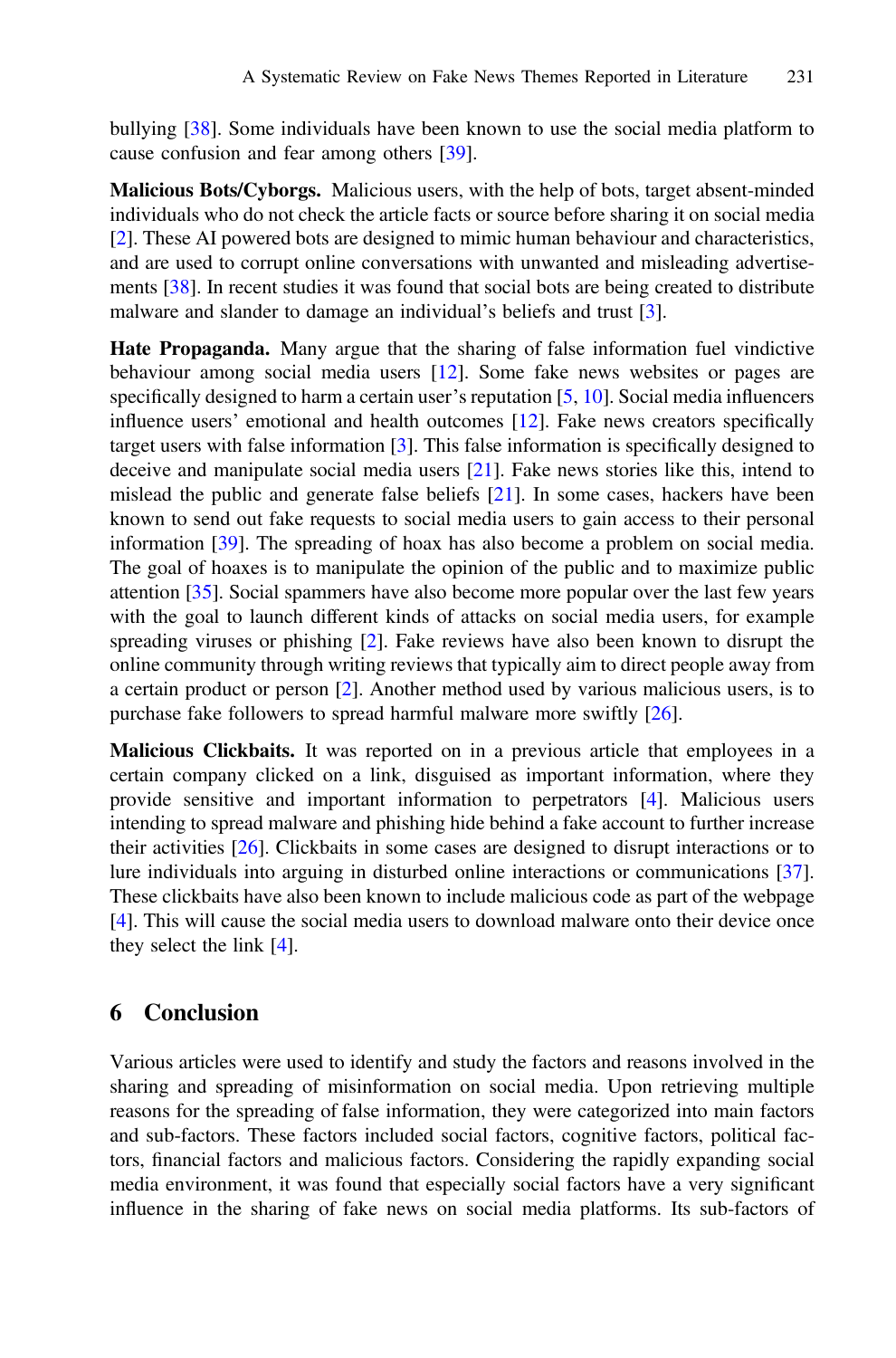bullying [38]. Some individuals have been known to use the social media platform to cause confusion and fear among others [39].

**Malicious Bots/Cyborgs.** Malicious users, with the help of bots, target absent-minded individuals who do not check the article facts or source before sharing it on social media [2]. These AI powered bots are designed to mimic human behaviour and characteristics, and are used to corrupt online conversations with unwanted and misleading advertisements [38]. In recent studies it was found that social bots are being created to distribute malware and slander to damage an individual's beliefs and trust [3].

**Hate Propaganda.** Many argue that the sharing of false information fuel vindictive behaviour among social media users [12]. Some fake news websites or pages are specifically designed to harm a certain user's reputation [5, 10]. Social media influencers influence users' emotional and health outcomes [12]. Fake news creators specifically target users with false information [3]. This false information is specifically designed to deceive and manipulate social media users [21]. Fake news stories like this, intend to mislead the public and generate false beliefs [21]. In some cases, hackers have been known to send out fake requests to social media users to gain access to their personal information [39]. The spreading of hoax has also become a problem on social media. The goal of hoaxes is to manipulate the opinion of the public and to maximize public attention [35]. Social spammers have also become more popular over the last few years with the goal to launch different kinds of attacks on social media users, for example spreading viruses or phishing [2]. Fake reviews have also been known to disrupt the online community through writing reviews that typically aim to direct people away from a certain product or person [2]. Another method used by various malicious users, is to purchase fake followers to spread harmful malware more swiftly [26].

**Malicious Clickbaits.** It was reported on in a previous article that employees in a certain company clicked on a link, disguised as important information, where they provide sensitive and important information to perpetrators [4]. Malicious users intending to spread malware and phishing hide behind a fake account to further increase their activities [26]. Clickbaits in some cases are designed to disrupt interactions or to lure individuals into arguing in disturbed online interactions or communications [37]. These clickbaits have also been known to include malicious code as part of the webpage [4]. This will cause the social media users to download malware onto their device once they select the link [4].

## 6 Conclusion

Various articles were used to identify and study the factors and reasons involved in the sharing and spreading of misinformation on social media. Upon retrieving multiple reasons for the spreading of false information, they were categorized into main factors and sub-factors. These factors included social factors, cognitive factors, political factors, financial factors and malicious factors. Considering the rapidly expanding social media environment, it was found that especially social factors have a very significant influence in the sharing of fake news on social media platforms. Its sub-factors of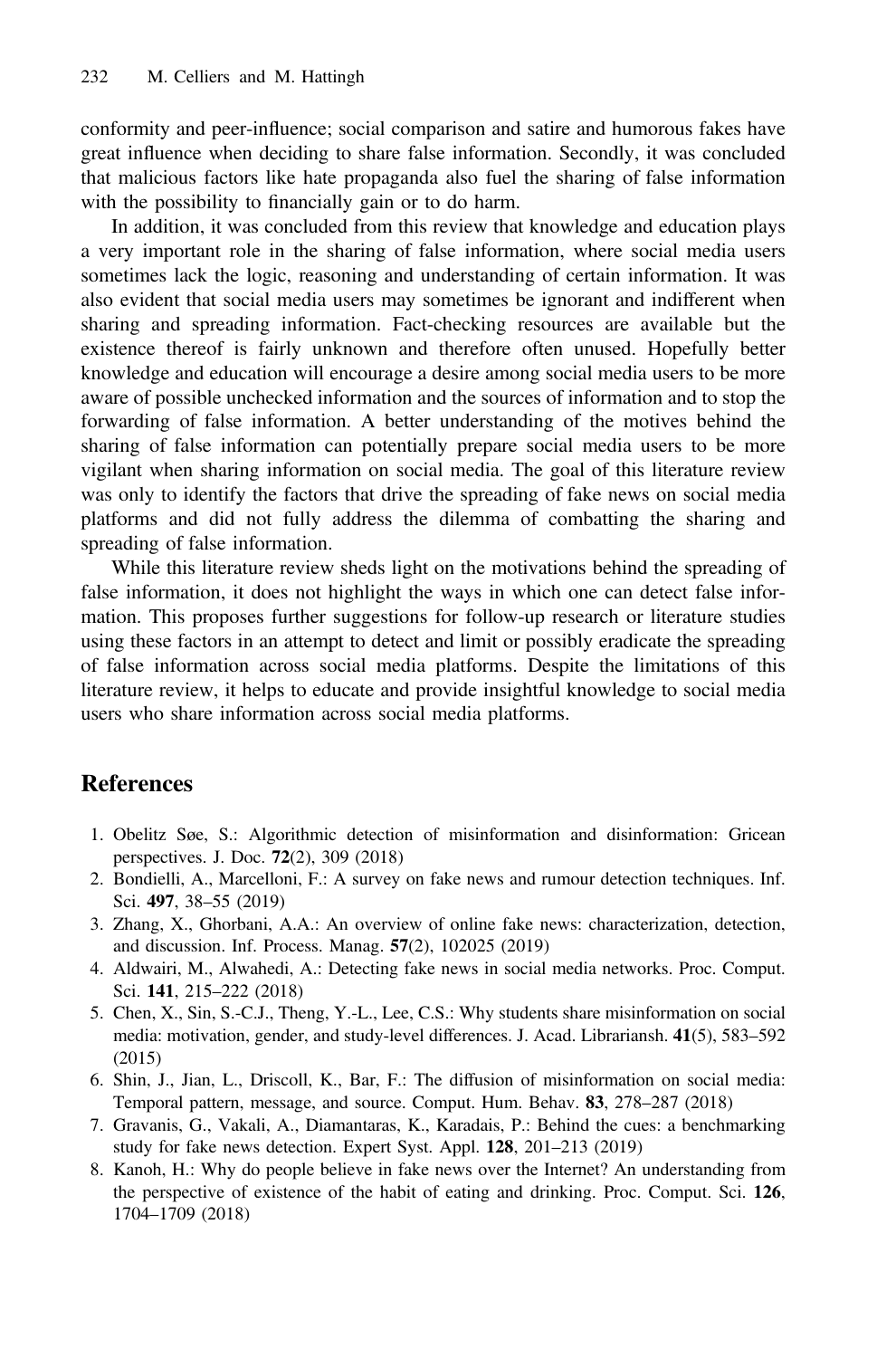conformity and peer-influence; social comparison and satire and humorous fakes have great influence when deciding to share false information. Secondly, it was concluded that malicious factors like hate propaganda also fuel the sharing of false information with the possibility to financially gain or to do harm.

In addition, it was concluded from this review that knowledge and education plays a very important role in the sharing of false information, where social media users sometimes lack the logic, reasoning and understanding of certain information. It was also evident that social media users may sometimes be ignorant and indifferent when sharing and spreading information. Fact-checking resources are available but the existence thereof is fairly unknown and therefore often unused. Hopefully better knowledge and education will encourage a desire among social media users to be more aware of possible unchecked information and the sources of information and to stop the forwarding of false information. A better understanding of the motives behind the sharing of false information can potentially prepare social media users to be more vigilant when sharing information on social media. The goal of this literature review was only to identify the factors that drive the spreading of fake news on social media platforms and did not fully address the dilemma of combatting the sharing and spreading of false information.

While this literature review sheds light on the motivations behind the spreading of false information, it does not highlight the ways in which one can detect false information. This proposes further suggestions for follow-up research or literature studies using these factors in an attempt to detect and limit or possibly eradicate the spreading of false information across social media platforms. Despite the limitations of this literature review, it helps to educate and provide insightful knowledge to social media users who share information across social media platforms.

## References

1. Obelitz Søe, S.: Algorithmic detection of misinformation and disinformation: Gricean perspectives. J. Doc. **72**(2), 309 (2018)
2. Bondielli, A., Marcelloni, F.: A survey on fake news and rumour detection techniques. Inf. Sci. **497**, 38–55 (2019)
3. Zhang, X., Ghorbani, A.A.: An overview of online fake news: characterization, detection, and discussion. Inf. Process. Manag. **57**(2), 102025 (2019)
4. Aldwairi, M., Alwahedi, A.: Detecting fake news in social media networks. Proc. Comput. Sci. **141**, 215–222 (2018)
5. Chen, X., Sin, S.-C.J., Theng, Y.-L., Lee, C.S.: Why students share misinformation on social media: motivation, gender, and study-level differences. J. Acad. Librariansh. **41**(5), 583–592 (2015)
6. Shin, J., Jian, L., Driscoll, K., Bar, F.: The diffusion of misinformation on social media: Temporal pattern, message, and source. Comput. Hum. Behav. **83**, 278–287 (2018)
7. Gravanis, G., Vakali, A., Diamantaras, K., Karadais, P.: Behind the cues: a benchmarking study for fake news detection. Expert Syst. Appl. **128**, 201–213 (2019)
8. Kanoh, H.: Why do people believe in fake news over the Internet? An understanding from the perspective of existence of the habit of eating and drinking. Proc. Comput. Sci. **126**, 1704–1709 (2018)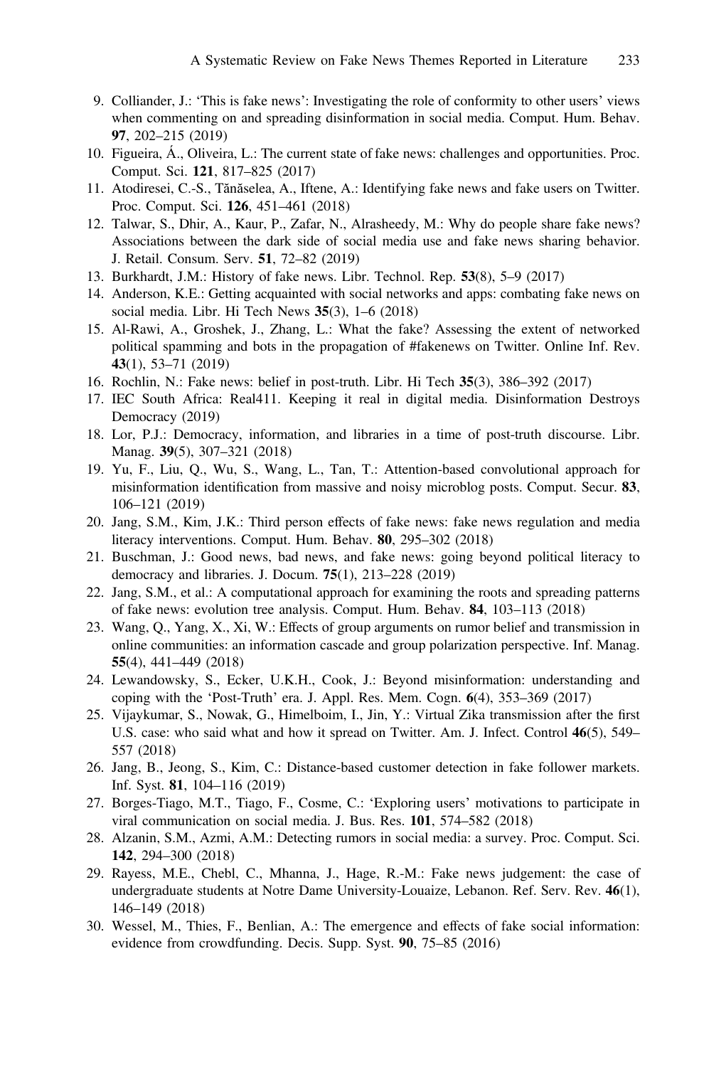9. Colliander, J.: 'This is fake news': Investigating the role of conformity to other users' views when commenting on and spreading disinformation in social media. Comput. Hum. Behav. **97**, 202–215 (2019)
10. Figueira, Á., Oliveira, L.: The current state of fake news: challenges and opportunities. Proc. Comput. Sci. **121**, 817–825 (2017)
11. Atodiresei, C.-S., Tănăselea, A., Iftene, A.: Identifying fake news and fake users on Twitter. Proc. Comput. Sci. **126**, 451–461 (2018)
12. Talwar, S., Dhir, A., Kaur, P., Zafar, N., Alrasheedy, M.: Why do people share fake news? Associations between the dark side of social media use and fake news sharing behavior. J. Retail. Consum. Serv. **51**, 72–82 (2019)
13. Burkhardt, J.M.: History of fake news. Libr. Technol. Rep. **53**(8), 5–9 (2017)
14. Anderson, K.E.: Getting acquainted with social networks and apps: combating fake news on social media. Libr. Hi Tech News **35**(3), 1–6 (2018)
15. Al-Rawi, A., Groshek, J., Zhang, L.: What the fake? Assessing the extent of networked political spamming and bots in the propagation of #fakenews on Twitter. Online Inf. Rev. **43**(1), 53–71 (2019)
16. Rochlin, N.: Fake news: belief in post-truth. Libr. Hi Tech **35**(3), 386–392 (2017)
17. IEC South Africa: Real411. Keeping it real in digital media. Disinformation Destroys Democracy (2019)
18. Lor, P.J.: Democracy, information, and libraries in a time of post-truth discourse. Libr. Manag. **39**(5), 307–321 (2018)
19. Yu, F., Liu, Q., Wu, S., Wang, L., Tan, T.: Attention-based convolutional approach for misinformation identification from massive and noisy microblog posts. Comput. Secur. **83**, 106–121 (2019)
20. Jang, S.M., Kim, J.K.: Third person effects of fake news: fake news regulation and media literacy interventions. Comput. Hum. Behav. **80**, 295–302 (2018)
21. Buschman, J.: Good news, bad news, and fake news: going beyond political literacy to democracy and libraries. J. Docum. **75**(1), 213–228 (2019)
22. Jang, S.M., et al.: A computational approach for examining the roots and spreading patterns of fake news: evolution tree analysis. Comput. Hum. Behav. **84**, 103–113 (2018)
23. Wang, Q., Yang, X., Xi, W.: Effects of group arguments on rumor belief and transmission in online communities: an information cascade and group polarization perspective. Inf. Manag. **55**(4), 441–449 (2018)
24. Lewandowsky, S., Ecker, U.K.H., Cook, J.: Beyond misinformation: understanding and coping with the 'Post-Truth' era. J. Appl. Res. Mem. Cogn. **6**(4), 353–369 (2017)
25. Vijaykumar, S., Nowak, G., Himelboim, I., Jin, Y.: Virtual Zika transmission after the first U.S. case: who said what and how it spread on Twitter. Am. J. Infect. Control **46**(5), 549–557 (2018)
26. Jang, B., Jeong, S., Kim, C.: Distance-based customer detection in fake follower markets. Inf. Syst. **81**, 104–116 (2019)
27. Borges-Tiago, M.T., Tiago, F., Cosme, C.: 'Exploring users' motivations to participate in viral communication on social media. J. Bus. Res. **101**, 574–582 (2018)
28. Alzanin, S.M., Azmi, A.M.: Detecting rumors in social media: a survey. Proc. Comput. Sci. **142**, 294–300 (2018)
29. Rayess, M.E., Chebl, C., Mhanna, J., Hage, R.-M.: Fake news judgement: the case of undergraduate students at Notre Dame University-Louaize, Lebanon. Ref. Serv. Rev. **46**(1), 146–149 (2018)
30. Wessel, M., Thies, F., Benlian, A.: The emergence and effects of fake social information: evidence from crowdfunding. Decis. Supp. Syst. **90**, 75–85 (2016)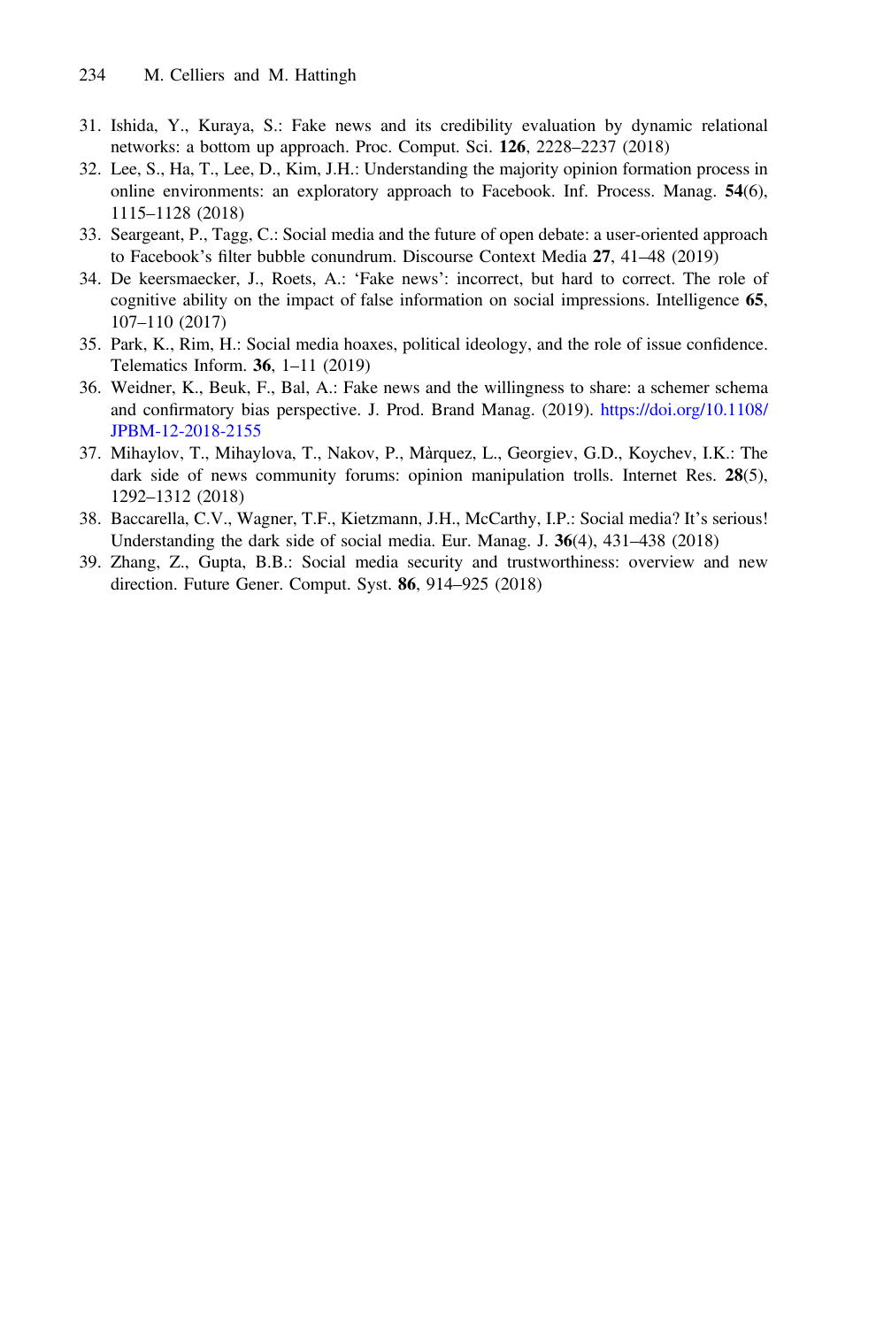31. Ishida, Y., Kuraya, S.: Fake news and its credibility evaluation by dynamic relational networks: a bottom up approach. Proc. Comput. Sci. **126**, 2228–2237 (2018)
32. Lee, S., Ha, T., Lee, D., Kim, J.H.: Understanding the majority opinion formation process in online environments: an exploratory approach to Facebook. Inf. Process. Manag. **54**(6), 1115–1128 (2018)
33. Seargeant, P., Tagg, C.: Social media and the future of open debate: a user-oriented approach to Facebook's filter bubble conundrum. Discourse Context Media **27**, 41–48 (2019)
34. De keersmaecker, J., Roets, A.: 'Fake news': incorrect, but hard to correct. The role of cognitive ability on the impact of false information on social impressions. Intelligence **65**, 107–110 (2017)
35. Park, K., Rim, H.: Social media hoaxes, political ideology, and the role of issue confidence. Telematics Inform. **36**, 1–11 (2019)
36. Weidner, K., Beuk, F., Bal, A.: Fake news and the willingness to share: a schemer schema and confirmatory bias perspective. J. Prod. Brand Manag. (2019). https://doi.org/10.1108/JPBM-12-2018-2155
37. Mihaylov, T., Mihaylova, T., Nakov, P., Màrquez, L., Georgiev, G.D., Koychev, I.K.: The dark side of news community forums: opinion manipulation trolls. Internet Res. **28**(5), 1292–1312 (2018)
38. Baccarella, C.V., Wagner, T.F., Kietzmann, J.H., McCarthy, I.P.: Social media? It's serious! Understanding the dark side of social media. Eur. Manag. J. **36**(4), 431–438 (2018)
39. Zhang, Z., Gupta, B.B.: Social media security and trustworthiness: overview and new direction. Future Gener. Comput. Syst. **86**, 914–925 (2018)